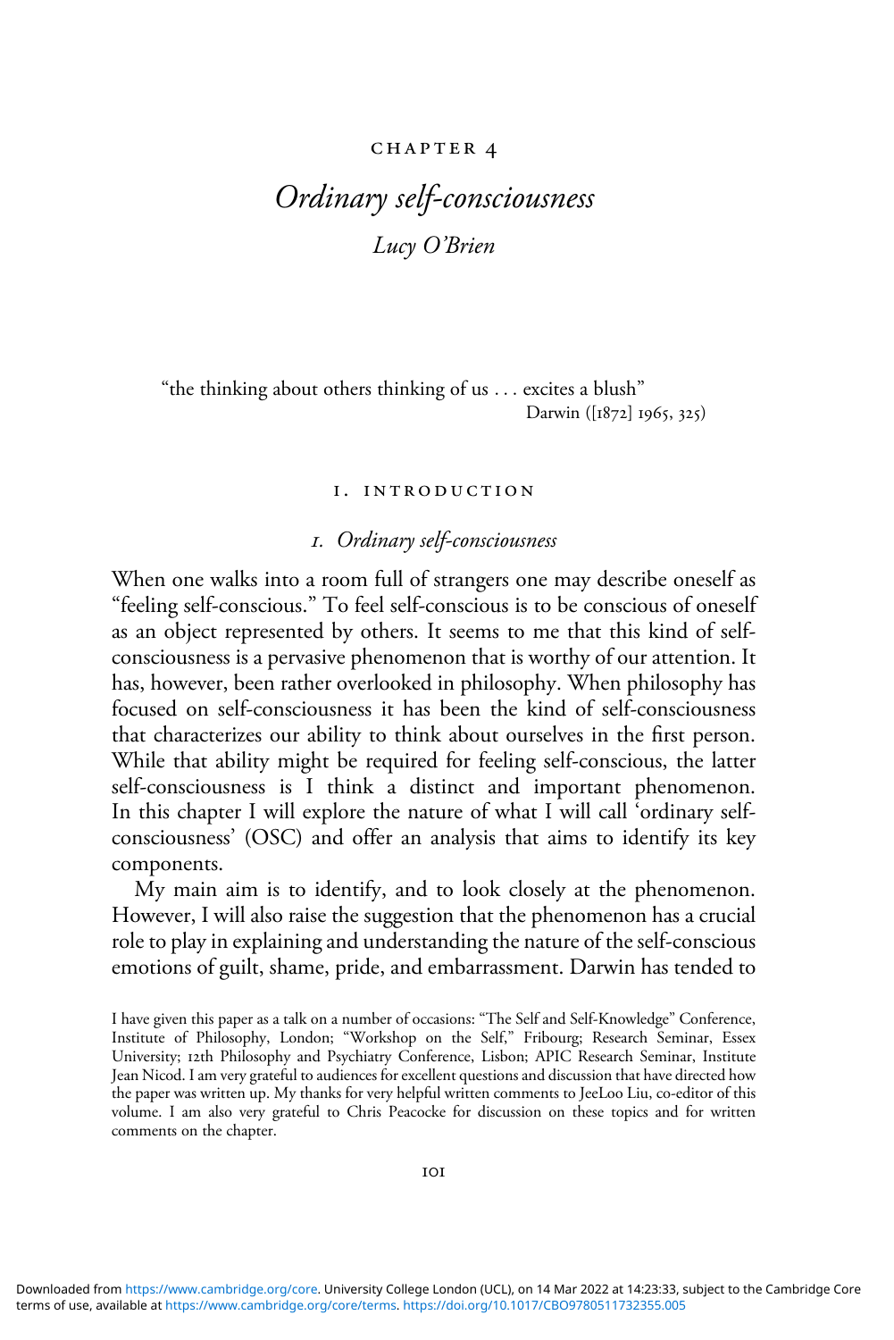CHAPTER 4

# *Ordinary self-consciousness*

*Lucy O'Brien*

"the thinking about others thinking of us . . . excites a blush"
Darwin ([1872] 1965, 325)

## I. INTRODUCTION

### *1. Ordinary self-consciousness*

When one walks into a room full of strangers one may describe oneself as "feeling self-conscious." To feel self-conscious is to be conscious of oneself as an object represented by others. It seems to me that this kind of self-consciousness is a pervasive phenomenon that is worthy of our attention. It has, however, been rather overlooked in philosophy. When philosophy has focused on self-consciousness it has been the kind of self-consciousness that characterizes our ability to think about ourselves in the first person. While that ability might be required for feeling self-conscious, the latter self-consciousness is I think a distinct and important phenomenon. In this chapter I will explore the nature of what I will call 'ordinary self-consciousness' (OSC) and offer an analysis that aims to identify its key components.

My main aim is to identify, and to look closely at the phenomenon. However, I will also raise the suggestion that the phenomenon has a crucial role to play in explaining and understanding the nature of the self-conscious emotions of guilt, shame, pride, and embarrassment. Darwin has tended to

I have given this paper as a talk on a number of occasions: "The Self and Self-Knowledge" Conference, Institute of Philosophy, London; "Workshop on the Self," Fribourg; Research Seminar, Essex University; 12th Philosophy and Psychiatry Conference, Lisbon; APIC Research Seminar, Institute Jean Nicod. I am very grateful to audiences for excellent questions and discussion that have directed how the paper was written up. My thanks for very helpful written comments to JeeLoo Liu, co-editor of this volume. I am also very grateful to Chris Peacocke for discussion on these topics and for written comments on the chapter.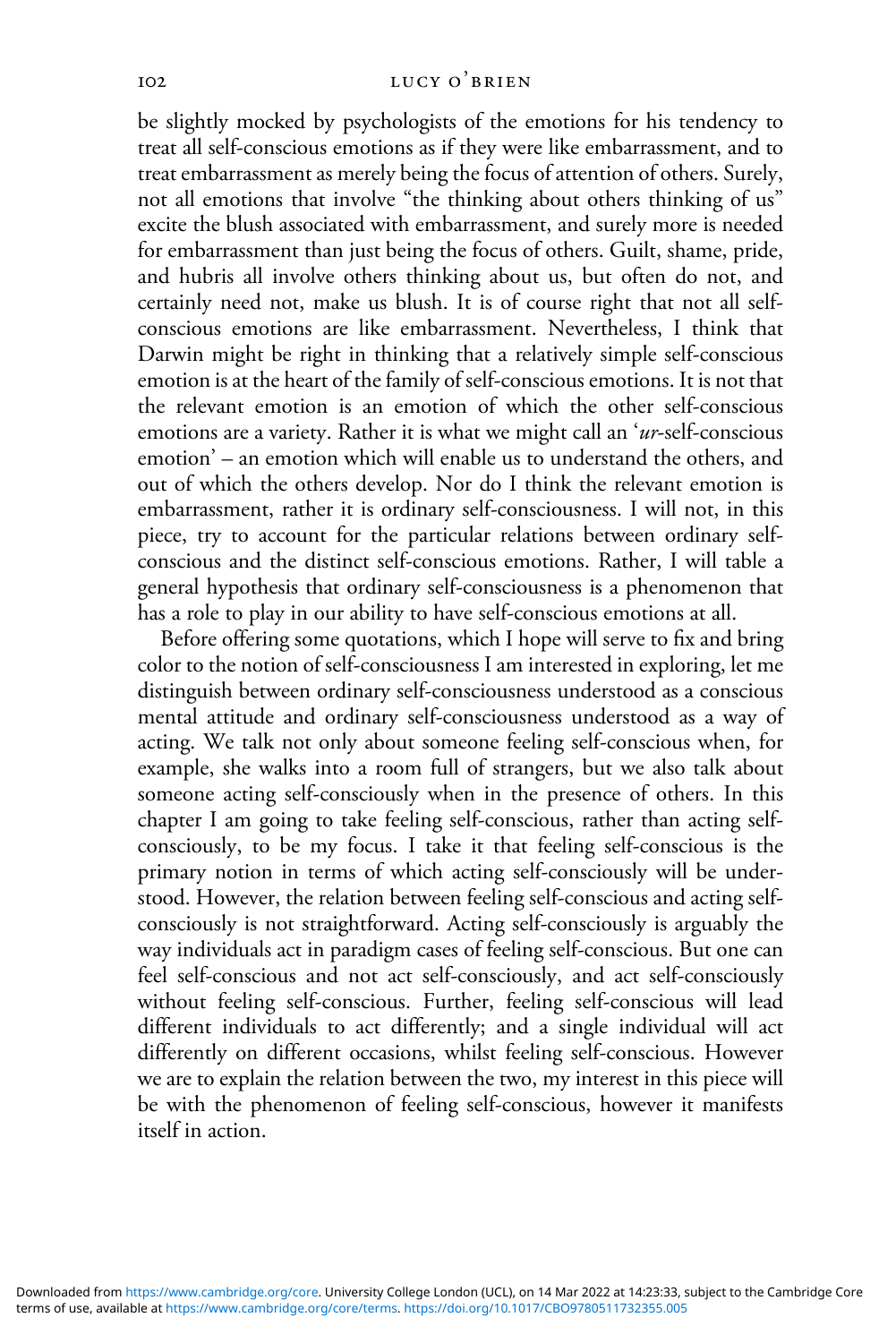be slightly mocked by psychologists of the emotions for his tendency to treat all self-conscious emotions as if they were like embarrassment, and to treat embarrassment as merely being the focus of attention of others. Surely, not all emotions that involve "the thinking about others thinking of us" excite the blush associated with embarrassment, and surely more is needed for embarrassment than just being the focus of others. Guilt, shame, pride, and hubris all involve others thinking about us, but often do not, and certainly need not, make us blush. It is of course right that not all self-conscious emotions are like embarrassment. Nevertheless, I think that Darwin might be right in thinking that a relatively simple self-conscious emotion is at the heart of the family of self-conscious emotions. It is not that the relevant emotion is an emotion of which the other self-conscious emotions are a variety. Rather it is what we might call an '*ur*-self-conscious emotion' – an emotion which will enable us to understand the others, and out of which the others develop. Nor do I think the relevant emotion is embarrassment, rather it is ordinary self-consciousness. I will not, in this piece, try to account for the particular relations between ordinary self-conscious and the distinct self-conscious emotions. Rather, I will table a general hypothesis that ordinary self-consciousness is a phenomenon that has a role to play in our ability to have self-conscious emotions at all.

Before offering some quotations, which I hope will serve to fix and bring color to the notion of self-consciousness I am interested in exploring, let me distinguish between ordinary self-consciousness understood as a conscious mental attitude and ordinary self-consciousness understood as a way of acting. We talk not only about someone feeling self-conscious when, for example, she walks into a room full of strangers, but we also talk about someone acting self-consciously when in the presence of others. In this chapter I am going to take feeling self-conscious, rather than acting self-consciously, to be my focus. I take it that feeling self-conscious is the primary notion in terms of which acting self-consciously will be understood. However, the relation between feeling self-conscious and acting self-consciously is not straightforward. Acting self-consciously is arguably the way individuals act in paradigm cases of feeling self-conscious. But one can feel self-conscious and not act self-consciously, and act self-consciously without feeling self-conscious. Further, feeling self-conscious will lead different individuals to act differently; and a single individual will act differently on different occasions, whilst feeling self-conscious. However we are to explain the relation between the two, my interest in this piece will be with the phenomenon of feeling self-conscious, however it manifests itself in action.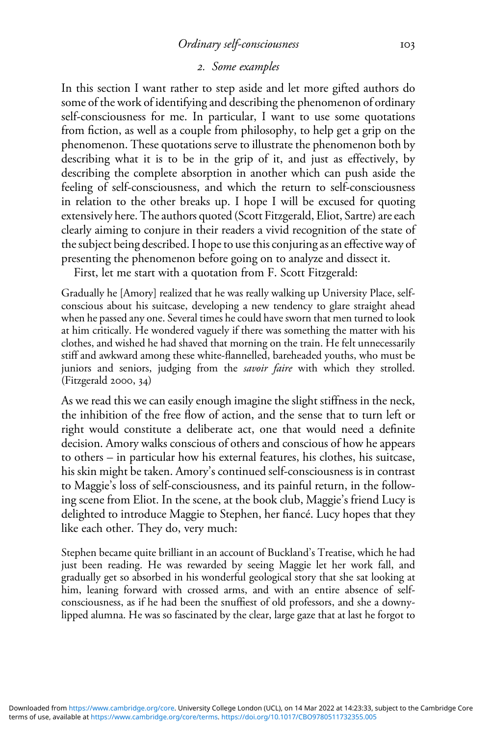## 2. Some examples

In this section I want rather to step aside and let more gifted authors do some of the work of identifying and describing the phenomenon of ordinary self-consciousness for me. In particular, I want to use some quotations from fiction, as well as a couple from philosophy, to help get a grip on the phenomenon. These quotations serve to illustrate the phenomenon both by describing what it is to be in the grip of it, and just as effectively, by describing the complete absorption in another which can push aside the feeling of self-consciousness, and which the return to self-consciousness in relation to the other breaks up. I hope I will be excused for quoting extensively here. The authors quoted (Scott Fitzgerald, Eliot, Sartre) are each clearly aiming to conjure in their readers a vivid recognition of the state of the subject being described. I hope to use this conjuring as an effective way of presenting the phenomenon before going on to analyze and dissect it.

First, let me start with a quotation from F. Scott Fitzgerald:

> Gradually he [Amory] realized that he was really walking up University Place, self-conscious about his suitcase, developing a new tendency to glare straight ahead when he passed any one. Several times he could have sworn that men turned to look at him critically. He wondered vaguely if there was something the matter with his clothes, and wished he had shaved that morning on the train. He felt unnecessarily stiff and awkward among these white-flannelled, bareheaded youths, who must be juniors and seniors, judging from the *savoir faire* with which they strolled. (Fitzgerald 2000, 34)

As we read this we can easily enough imagine the slight stiffness in the neck, the inhibition of the free flow of action, and the sense that to turn left or right would constitute a deliberate act, one that would need a definite decision. Amory walks conscious of others and conscious of how he appears to others – in particular how his external features, his clothes, his suitcase, his skin might be taken. Amory's continued self-consciousness is in contrast to Maggie's loss of self-consciousness, and its painful return, in the following scene from Eliot. In the scene, at the book club, Maggie's friend Lucy is delighted to introduce Maggie to Stephen, her fiancé. Lucy hopes that they like each other. They do, very much:

> Stephen became quite brilliant in an account of Buckland's Treatise, which he had just been reading. He was rewarded by seeing Maggie let her work fall, and gradually get so absorbed in his wonderful geological story that she sat looking at him, leaning forward with crossed arms, and with an entire absence of self-consciousness, as if he had been the snuffiest of old professors, and she a downy-lipped alumna. He was so fascinated by the clear, large gaze that at last he forgot to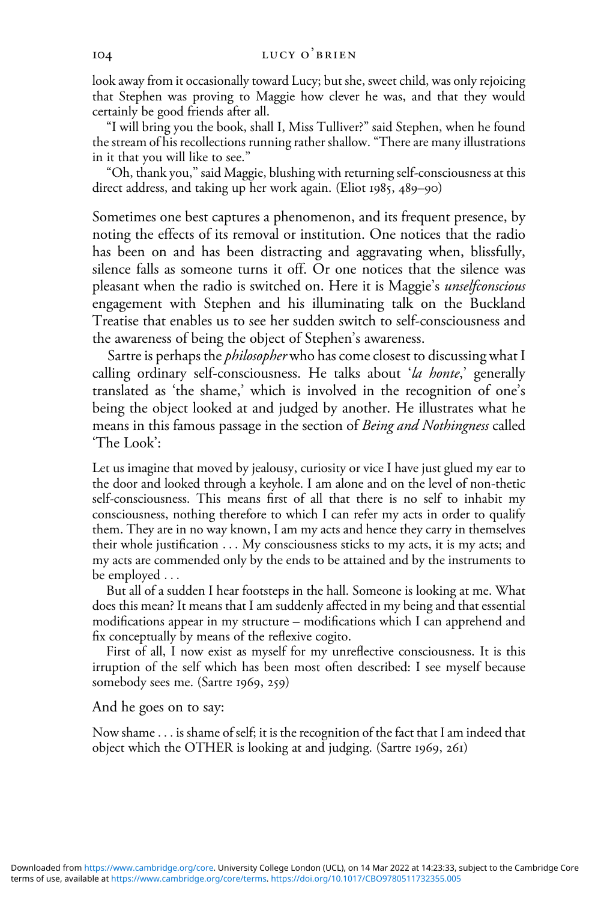look away from it occasionally toward Lucy; but she, sweet child, was only rejoicing that Stephen was proving to Maggie how clever he was, and that they would certainly be good friends after all.

"I will bring you the book, shall I, Miss Tulliver?" said Stephen, when he found the stream of his recollections running rather shallow. "There are many illustrations in it that you will like to see."

"Oh, thank you," said Maggie, blushing with returning self-consciousness at this direct address, and taking up her work again. (Eliot 1985, 489–90)

Sometimes one best captures a phenomenon, and its frequent presence, by noting the effects of its removal or institution. One notices that the radio has been on and has been distracting and aggravating when, blissfully, silence falls as someone turns it off. Or one notices that the silence was pleasant when the radio is switched on. Here it is Maggie's *unselfconscious* engagement with Stephen and his illuminating talk on the Buckland Treatise that enables us to see her sudden switch to self-consciousness and the awareness of being the object of Stephen's awareness.

Sartre is perhaps the *philosopher* who has come closest to discussing what I calling ordinary self-consciousness. He talks about '*la honte*,' generally translated as 'the shame,' which is involved in the recognition of one's being the object looked at and judged by another. He illustrates what he means in this famous passage in the section of *Being and Nothingness* called 'The Look':

> Let us imagine that moved by jealousy, curiosity or vice I have just glued my ear to the door and looked through a keyhole. I am alone and on the level of non-thetic self-consciousness. This means first of all that there is no self to inhabit my consciousness, nothing therefore to which I can refer my acts in order to qualify them. They are in no way known, I am my acts and hence they carry in themselves their whole justification . . . My consciousness sticks to my acts, it is my acts; and my acts are commended only by the ends to be attained and by the instruments to be employed . . .
>
> But all of a sudden I hear footsteps in the hall. Someone is looking at me. What does this mean? It means that I am suddenly affected in my being and that essential modifications appear in my structure – modifications which I can apprehend and fix conceptually by means of the reflexive cogito.
>
> First of all, I now exist as myself for my unreflective consciousness. It is this irruption of the self which has been most often described: I see myself because somebody sees me. (Sartre 1969, 259)

And he goes on to say:

> Now shame . . . is shame of self; it is the recognition of the fact that I am indeed that object which the OTHER is looking at and judging. (Sartre 1969, 261)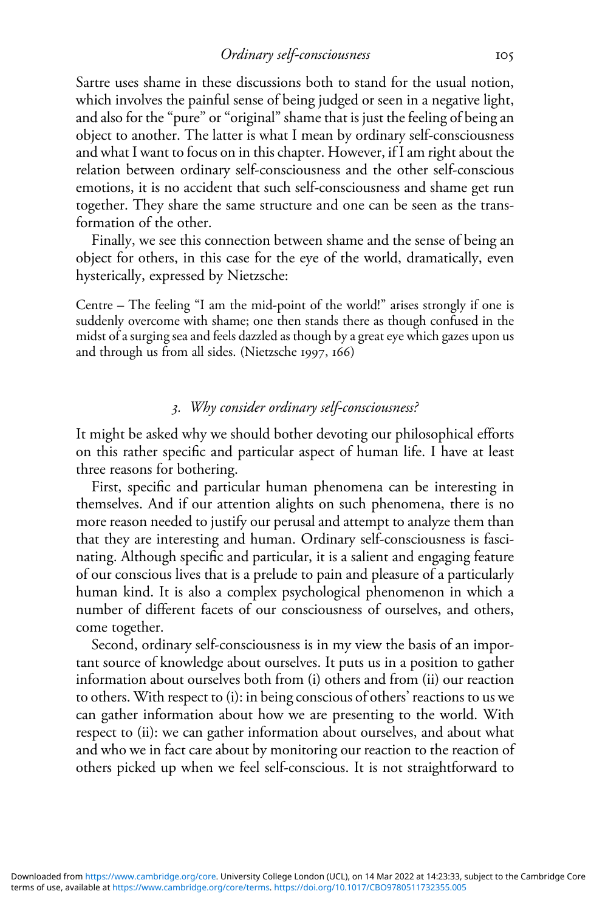Sartre uses shame in these discussions both to stand for the usual notion, which involves the painful sense of being judged or seen in a negative light, and also for the "pure" or "original" shame that is just the feeling of being an object to another. The latter is what I mean by ordinary self-consciousness and what I want to focus on in this chapter. However, if I am right about the relation between ordinary self-consciousness and the other self-conscious emotions, it is no accident that such self-consciousness and shame get run together. They share the same structure and one can be seen as the transformation of the other.

Finally, we see this connection between shame and the sense of being an object for others, in this case for the eye of the world, dramatically, even hysterically, expressed by Nietzsche:

> Centre – The feeling "I am the mid-point of the world!" arises strongly if one is suddenly overcome with shame; one then stands there as though confused in the midst of a surging sea and feels dazzled as though by a great eye which gazes upon us and through us from all sides. (Nietzsche 1997, 166)

### *3. Why consider ordinary self-consciousness?*

It might be asked why we should bother devoting our philosophical efforts on this rather specific and particular aspect of human life. I have at least three reasons for bothering.

First, specific and particular human phenomena can be interesting in themselves. And if our attention alights on such phenomena, there is no more reason needed to justify our perusal and attempt to analyze them than that they are interesting and human. Ordinary self-consciousness is fascinating. Although specific and particular, it is a salient and engaging feature of our conscious lives that is a prelude to pain and pleasure of a particularly human kind. It is also a complex psychological phenomenon in which a number of different facets of our consciousness of ourselves, and others, come together.

Second, ordinary self-consciousness is in my view the basis of an important source of knowledge about ourselves. It puts us in a position to gather information about ourselves both from (i) others and from (ii) our reaction to others. With respect to (i): in being conscious of others' reactions to us we can gather information about how we are presenting to the world. With respect to (ii): we can gather information about ourselves, and about what and who we in fact care about by monitoring our reaction to the reaction of others picked up when we feel self-conscious. It is not straightforward to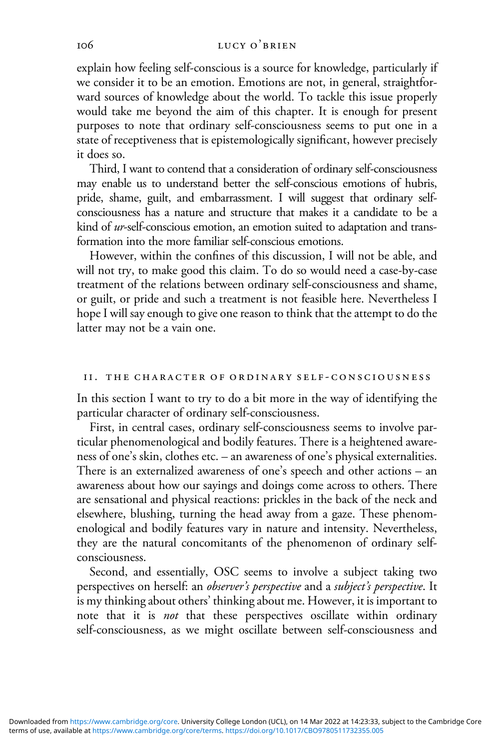explain how feeling self-conscious is a source for knowledge, particularly if we consider it to be an emotion. Emotions are not, in general, straightforward sources of knowledge about the world. To tackle this issue properly would take me beyond the aim of this chapter. It is enough for present purposes to note that ordinary self-consciousness seems to put one in a state of receptiveness that is epistemologically significant, however precisely it does so.

Third, I want to contend that a consideration of ordinary self-consciousness may enable us to understand better the self-conscious emotions of hubris, pride, shame, guilt, and embarrassment. I will suggest that ordinary self-consciousness has a nature and structure that makes it a candidate to be a kind of *ur*-self-conscious emotion, an emotion suited to adaptation and transformation into the more familiar self-conscious emotions.

However, within the confines of this discussion, I will not be able, and will not try, to make good this claim. To do so would need a case-by-case treatment of the relations between ordinary self-consciousness and shame, or guilt, or pride and such a treatment is not feasible here. Nevertheless I hope I will say enough to give one reason to think that the attempt to do the latter may not be a vain one.

## II. THE CHARACTER OF ORDINARY SELF-CONSCIOUSNESS

In this section I want to try to do a bit more in the way of identifying the particular character of ordinary self-consciousness.

First, in central cases, ordinary self-consciousness seems to involve particular phenomenological and bodily features. There is a heightened awareness of one's skin, clothes etc. – an awareness of one's physical externalities. There is an externalized awareness of one's speech and other actions – an awareness about how our sayings and doings come across to others. There are sensational and physical reactions: prickles in the back of the neck and elsewhere, blushing, turning the head away from a gaze. These phenomenological and bodily features vary in nature and intensity. Nevertheless, they are the natural concomitants of the phenomenon of ordinary self-consciousness.

Second, and essentially, OSC seems to involve a subject taking two perspectives on herself: an *observer's perspective* and a *subject's perspective*. It is my thinking about others' thinking about me. However, it is important to note that it is *not* that these perspectives oscillate within ordinary self-consciousness, as we might oscillate between self-consciousness and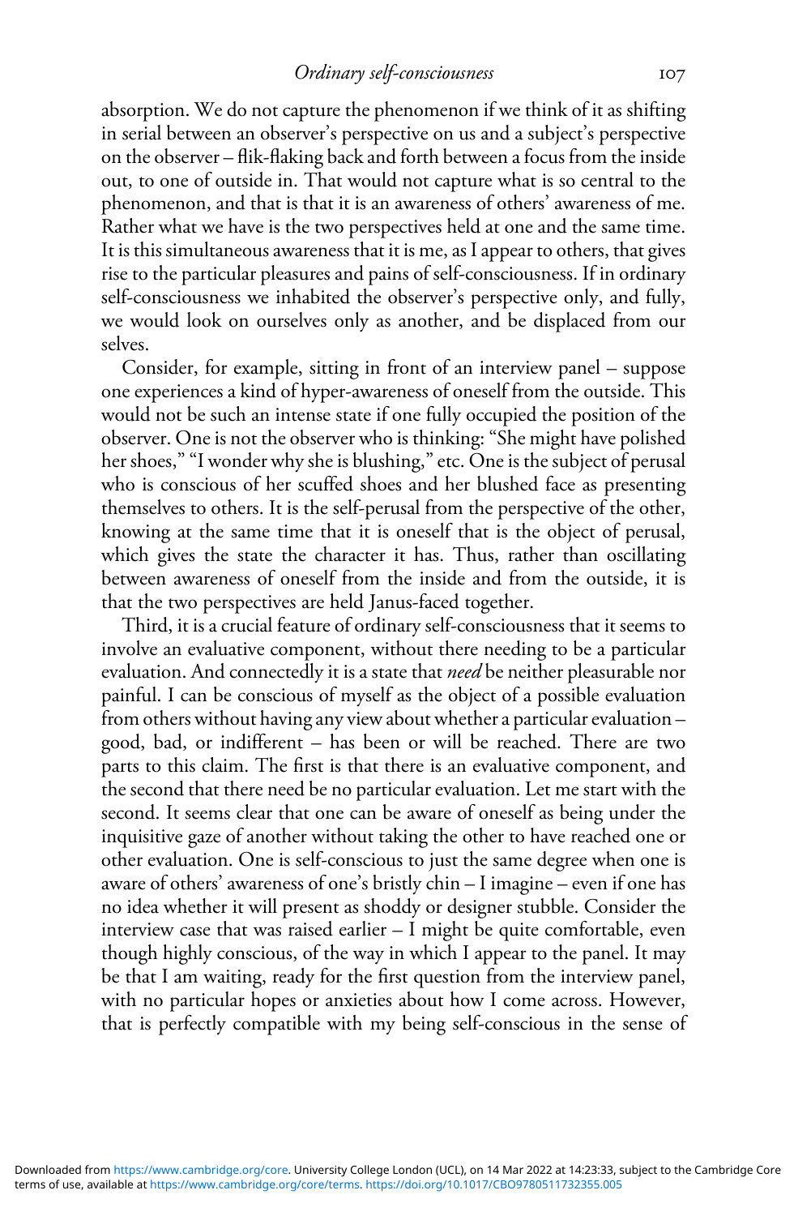absorption. We do not capture the phenomenon if we think of it as shifting in serial between an observer's perspective on us and a subject's perspective on the observer – flik-flaking back and forth between a focus from the inside out, to one of outside in. That would not capture what is so central to the phenomenon, and that is that it is an awareness of others' awareness of me. Rather what we have is the two perspectives held at one and the same time. It is this simultaneous awareness that it is me, as I appear to others, that gives rise to the particular pleasures and pains of self-consciousness. If in ordinary self-consciousness we inhabited the observer's perspective only, and fully, we would look on ourselves only as another, and be displaced from our selves.

Consider, for example, sitting in front of an interview panel – suppose one experiences a kind of hyper-awareness of oneself from the outside. This would not be such an intense state if one fully occupied the position of the observer. One is not the observer who is thinking: "She might have polished her shoes," "I wonder why she is blushing," etc. One is the subject of perusal who is conscious of her scuffed shoes and her blushed face as presenting themselves to others. It is the self-perusal from the perspective of the other, knowing at the same time that it is oneself that is the object of perusal, which gives the state the character it has. Thus, rather than oscillating between awareness of oneself from the inside and from the outside, it is that the two perspectives are held Janus-faced together.

Third, it is a crucial feature of ordinary self-consciousness that it seems to involve an evaluative component, without there needing to be a particular evaluation. And connectedly it is a state that *need* be neither pleasurable nor painful. I can be conscious of myself as the object of a possible evaluation from others without having any view about whether a particular evaluation – good, bad, or indifferent – has been or will be reached. There are two parts to this claim. The first is that there is an evaluative component, and the second that there need be no particular evaluation. Let me start with the second. It seems clear that one can be aware of oneself as being under the inquisitive gaze of another without taking the other to have reached one or other evaluation. One is self-conscious to just the same degree when one is aware of others' awareness of one's bristly chin – I imagine – even if one has no idea whether it will present as shoddy or designer stubble. Consider the interview case that was raised earlier – I might be quite comfortable, even though highly conscious, of the way in which I appear to the panel. It may be that I am waiting, ready for the first question from the interview panel, with no particular hopes or anxieties about how I come across. However, that is perfectly compatible with my being self-conscious in the sense of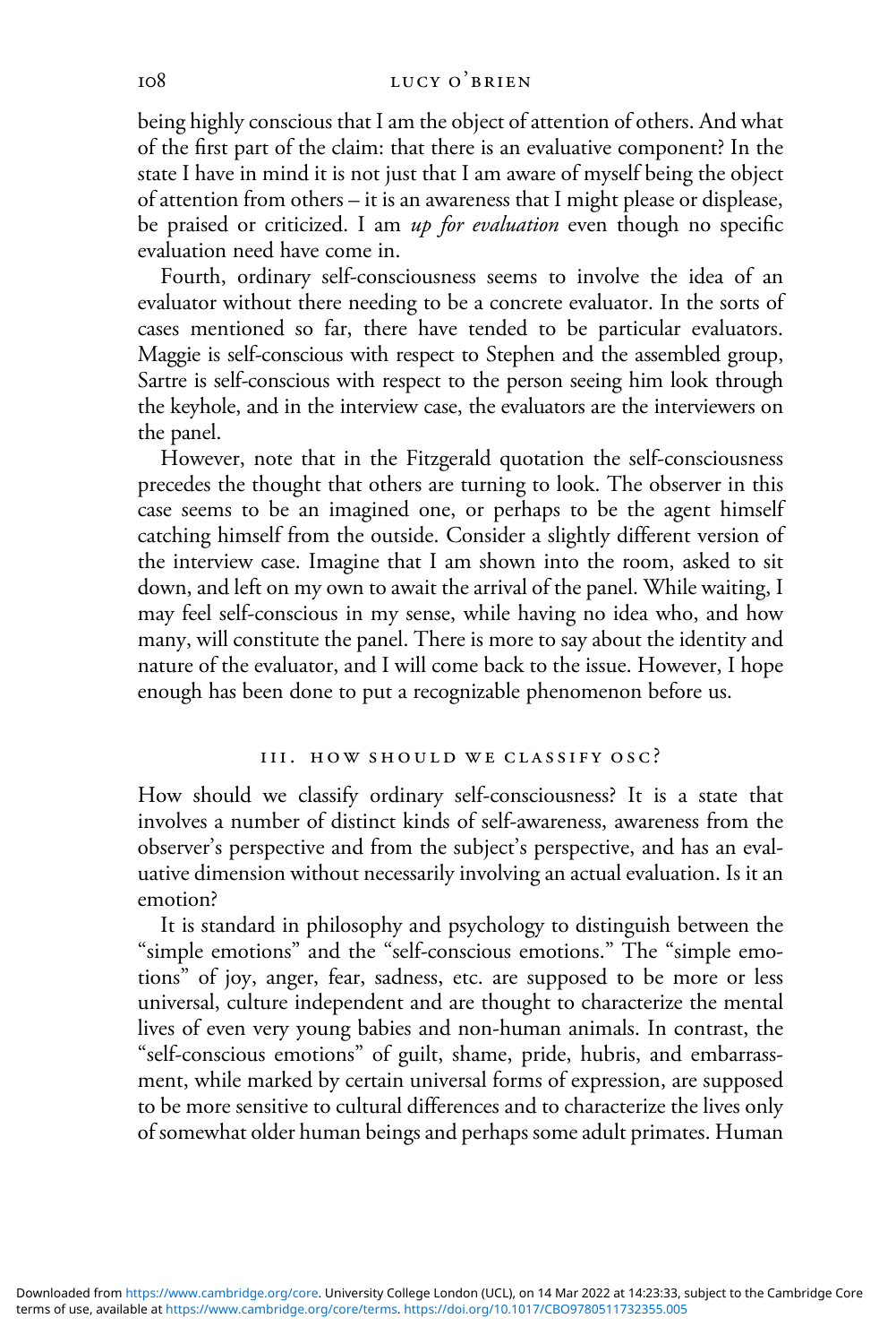being highly conscious that I am the object of attention of others. And what of the first part of the claim: that there is an evaluative component? In the state I have in mind it is not just that I am aware of myself being the object of attention from others – it is an awareness that I might please or displease, be praised or criticized. I am *up for evaluation* even though no specific evaluation need have come in.

Fourth, ordinary self-consciousness seems to involve the idea of an evaluator without there needing to be a concrete evaluator. In the sorts of cases mentioned so far, there have tended to be particular evaluators. Maggie is self-conscious with respect to Stephen and the assembled group, Sartre is self-conscious with respect to the person seeing him look through the keyhole, and in the interview case, the evaluators are the interviewers on the panel.

However, note that in the Fitzgerald quotation the self-consciousness precedes the thought that others are turning to look. The observer in this case seems to be an imagined one, or perhaps to be the agent himself catching himself from the outside. Consider a slightly different version of the interview case. Imagine that I am shown into the room, asked to sit down, and left on my own to await the arrival of the panel. While waiting, I may feel self-conscious in my sense, while having no idea who, and how many, will constitute the panel. There is more to say about the identity and nature of the evaluator, and I will come back to the issue. However, I hope enough has been done to put a recognizable phenomenon before us.

## III. HOW SHOULD WE CLASSIFY OSC?

How should we classify ordinary self-consciousness? It is a state that involves a number of distinct kinds of self-awareness, awareness from the observer's perspective and from the subject's perspective, and has an evaluative dimension without necessarily involving an actual evaluation. Is it an emotion?

It is standard in philosophy and psychology to distinguish between the "simple emotions" and the "self-conscious emotions." The "simple emotions" of joy, anger, fear, sadness, etc. are supposed to be more or less universal, culture independent and are thought to characterize the mental lives of even very young babies and non-human animals. In contrast, the "self-conscious emotions" of guilt, shame, pride, hubris, and embarrassment, while marked by certain universal forms of expression, are supposed to be more sensitive to cultural differences and to characterize the lives only of somewhat older human beings and perhaps some adult primates. Human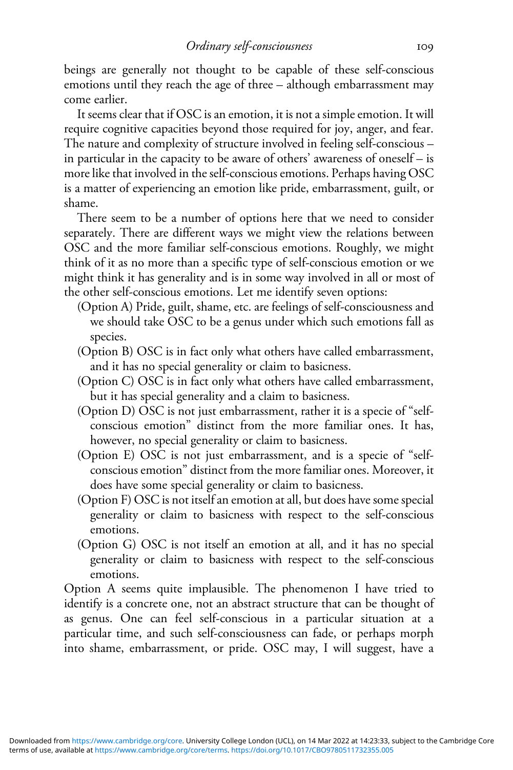beings are generally not thought to be capable of these self-conscious emotions until they reach the age of three – although embarrassment may come earlier.

It seems clear that if OSC is an emotion, it is not a simple emotion. It will require cognitive capacities beyond those required for joy, anger, and fear. The nature and complexity of structure involved in feeling self-conscious – in particular in the capacity to be aware of others' awareness of oneself – is more like that involved in the self-conscious emotions. Perhaps having OSC is a matter of experiencing an emotion like pride, embarrassment, guilt, or shame.

There seem to be a number of options here that we need to consider separately. There are different ways we might view the relations between OSC and the more familiar self-conscious emotions. Roughly, we might think of it as no more than a specific type of self-conscious emotion or we might think it has generality and is in some way involved in all or most of the other self-conscious emotions. Let me identify seven options:

(Option A) Pride, guilt, shame, etc. are feelings of self-consciousness and we should take OSC to be a genus under which such emotions fall as species.

(Option B) OSC is in fact only what others have called embarrassment, and it has no special generality or claim to basicness.

(Option C) OSC is in fact only what others have called embarrassment, but it has special generality and a claim to basicness.

(Option D) OSC is not just embarrassment, rather it is a specie of "self-conscious emotion" distinct from the more familiar ones. It has, however, no special generality or claim to basicness.

(Option E) OSC is not just embarrassment, and is a specie of "self-conscious emotion" distinct from the more familiar ones. Moreover, it does have some special generality or claim to basicness.

(Option F) OSC is not itself an emotion at all, but does have some special generality or claim to basicness with respect to the self-conscious emotions.

(Option G) OSC is not itself an emotion at all, and it has no special generality or claim to basicness with respect to the self-conscious emotions.

Option A seems quite implausible. The phenomenon I have tried to identify is a concrete one, not an abstract structure that can be thought of as genus. One can feel self-conscious in a particular situation at a particular time, and such self-consciousness can fade, or perhaps morph into shame, embarrassment, or pride. OSC may, I will suggest, have a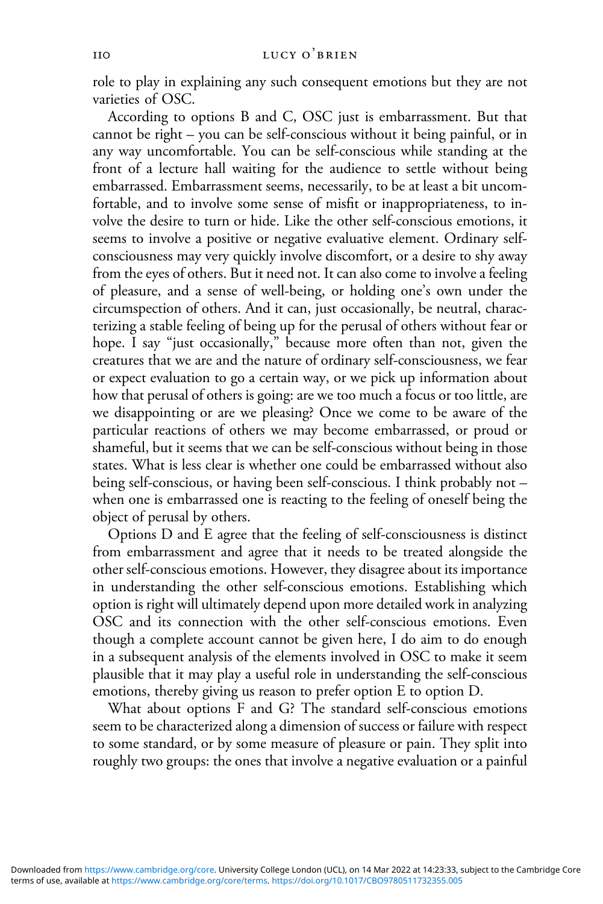role to play in explaining any such consequent emotions but they are not varieties of OSC.

According to options B and C, OSC just is embarrassment. But that cannot be right – you can be self-conscious without it being painful, or in any way uncomfortable. You can be self-conscious while standing at the front of a lecture hall waiting for the audience to settle without being embarrassed. Embarrassment seems, necessarily, to be at least a bit uncomfortable, and to involve some sense of misfit or inappropriateness, to involve the desire to turn or hide. Like the other self-conscious emotions, it seems to involve a positive or negative evaluative element. Ordinary self-consciousness may very quickly involve discomfort, or a desire to shy away from the eyes of others. But it need not. It can also come to involve a feeling of pleasure, and a sense of well-being, or holding one's own under the circumspection of others. And it can, just occasionally, be neutral, characterizing a stable feeling of being up for the perusal of others without fear or hope. I say "just occasionally," because more often than not, given the creatures that we are and the nature of ordinary self-consciousness, we fear or expect evaluation to go a certain way, or we pick up information about how that perusal of others is going: are we too much a focus or too little, are we disappointing or are we pleasing? Once we come to be aware of the particular reactions of others we may become embarrassed, or proud or shameful, but it seems that we can be self-conscious without being in those states. What is less clear is whether one could be embarrassed without also being self-conscious, or having been self-conscious. I think probably not – when one is embarrassed one is reacting to the feeling of oneself being the object of perusal by others.

Options D and E agree that the feeling of self-consciousness is distinct from embarrassment and agree that it needs to be treated alongside the other self-conscious emotions. However, they disagree about its importance in understanding the other self-conscious emotions. Establishing which option is right will ultimately depend upon more detailed work in analyzing OSC and its connection with the other self-conscious emotions. Even though a complete account cannot be given here, I do aim to do enough in a subsequent analysis of the elements involved in OSC to make it seem plausible that it may play a useful role in understanding the self-conscious emotions, thereby giving us reason to prefer option E to option D.

What about options F and G? The standard self-conscious emotions seem to be characterized along a dimension of success or failure with respect to some standard, or by some measure of pleasure or pain. They split into roughly two groups: the ones that involve a negative evaluation or a painful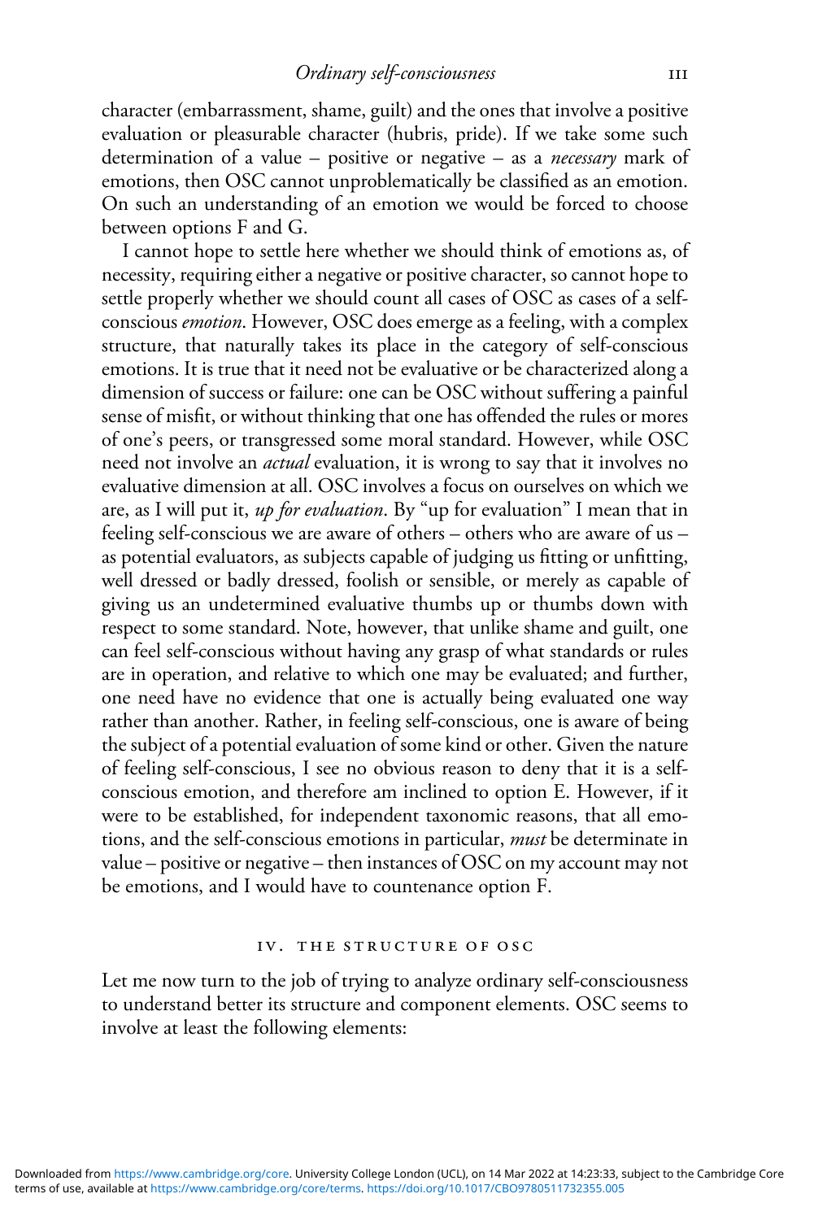character (embarrassment, shame, guilt) and the ones that involve a positive evaluation or pleasurable character (hubris, pride). If we take some such determination of a value – positive or negative – as a *necessary* mark of emotions, then OSC cannot unproblematically be classified as an emotion. On such an understanding of an emotion we would be forced to choose between options F and G.

I cannot hope to settle here whether we should think of emotions as, of necessity, requiring either a negative or positive character, so cannot hope to settle properly whether we should count all cases of OSC as cases of a self-conscious *emotion*. However, OSC does emerge as a feeling, with a complex structure, that naturally takes its place in the category of self-conscious emotions. It is true that it need not be evaluative or be characterized along a dimension of success or failure: one can be OSC without suffering a painful sense of misfit, or without thinking that one has offended the rules or mores of one's peers, or transgressed some moral standard. However, while OSC need not involve an *actual* evaluation, it is wrong to say that it involves no evaluative dimension at all. OSC involves a focus on ourselves on which we are, as I will put it, *up for evaluation*. By "up for evaluation" I mean that in feeling self-conscious we are aware of others – others who are aware of us – as potential evaluators, as subjects capable of judging us fitting or unfitting, well dressed or badly dressed, foolish or sensible, or merely as capable of giving us an undetermined evaluative thumbs up or thumbs down with respect to some standard. Note, however, that unlike shame and guilt, one can feel self-conscious without having any grasp of what standards or rules are in operation, and relative to which one may be evaluated; and further, one need have no evidence that one is actually being evaluated one way rather than another. Rather, in feeling self-conscious, one is aware of being the subject of a potential evaluation of some kind or other. Given the nature of feeling self-conscious, I see no obvious reason to deny that it is a self-conscious emotion, and therefore am inclined to option E. However, if it were to be established, for independent taxonomic reasons, that all emotions, and the self-conscious emotions in particular, *must* be determinate in value – positive or negative – then instances of OSC on my account may not be emotions, and I would have to countenance option F.

## IV. THE STRUCTURE OF OSC

Let me now turn to the job of trying to analyze ordinary self-consciousness to understand better its structure and component elements. OSC seems to involve at least the following elements: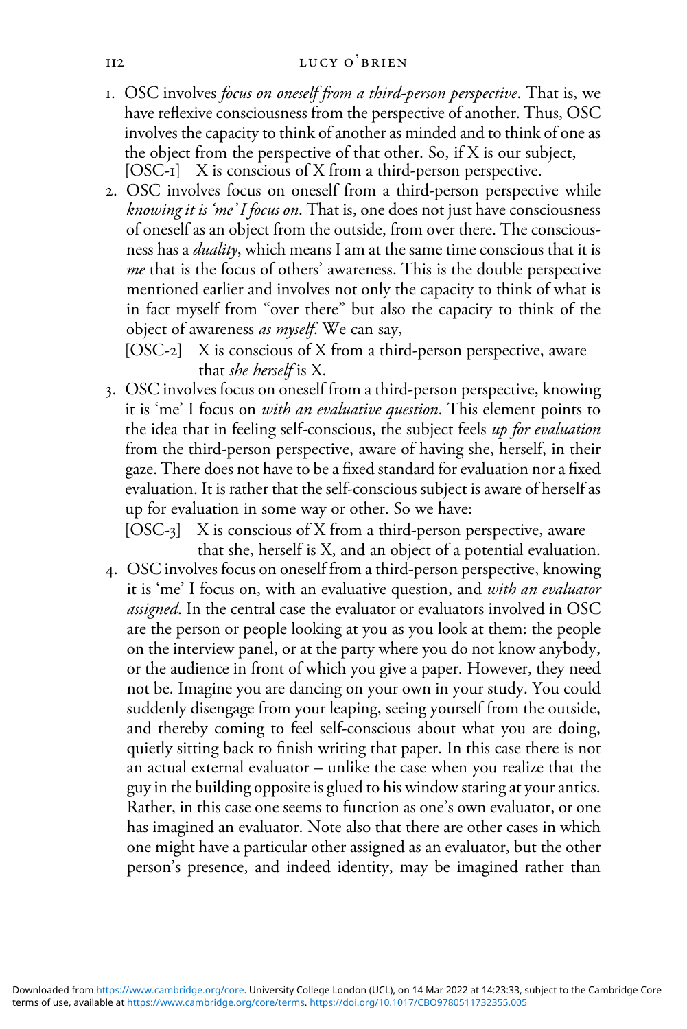1. OSC involves *focus on oneself from a third-person perspective*. That is, we have reflexive consciousness from the perspective of another. Thus, OSC involves the capacity to think of another as minded and to think of one as the object from the perspective of that other. So, if X is our subject,
   [OSC-1]  X is conscious of X from a third-person perspective.
2. OSC involves focus on oneself from a third-person perspective while *knowing it is 'me' I focus on*. That is, one does not just have consciousness of oneself as an object from the outside, from over there. The consciousness has a *duality*, which means I am at the same time conscious that it is *me* that is the focus of others' awareness. This is the double perspective mentioned earlier and involves not only the capacity to think of what is in fact myself from "over there" but also the capacity to think of the object of awareness *as myself*. We can say,
   [OSC-2]  X is conscious of X from a third-person perspective, aware that *she herself* is X.
3. OSC involves focus on oneself from a third-person perspective, knowing it is 'me' I focus on *with an evaluative question*. This element points to the idea that in feeling self-conscious, the subject feels *up for evaluation* from the third-person perspective, aware of having she, herself, in their gaze. There does not have to be a fixed standard for evaluation nor a fixed evaluation. It is rather that the self-conscious subject is aware of herself as up for evaluation in some way or other. So we have:
   [OSC-3]  X is conscious of X from a third-person perspective, aware that she, herself is X, and an object of a potential evaluation.
4. OSC involves focus on oneself from a third-person perspective, knowing it is 'me' I focus on, with an evaluative question, and *with an evaluator assigned*. In the central case the evaluator or evaluators involved in OSC are the person or people looking at you as you look at them: the people on the interview panel, or at the party where you do not know anybody, or the audience in front of which you give a paper. However, they need not be. Imagine you are dancing on your own in your study. You could suddenly disengage from your leaping, seeing yourself from the outside, and thereby coming to feel self-conscious about what you are doing, quietly sitting back to finish writing that paper. In this case there is not an actual external evaluator – unlike the case when you realize that the guy in the building opposite is glued to his window staring at your antics. Rather, in this case one seems to function as one's own evaluator, or one has imagined an evaluator. Note also that there are other cases in which one might have a particular other assigned as an evaluator, but the other person's presence, and indeed identity, may be imagined rather than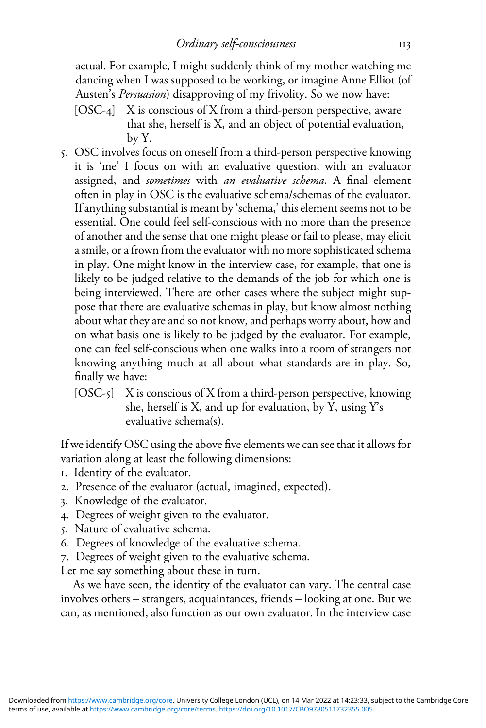actual. For example, I might suddenly think of my mother watching me dancing when I was supposed to be working, or imagine Anne Elliot (of Austen's *Persuasion*) disapproving of my frivolity. So we now have:

[OSC-4] X is conscious of X from a third-person perspective, aware that she, herself is X, and an object of potential evaluation, by Y.

5. OSC involves focus on oneself from a third-person perspective knowing it is 'me' I focus on with an evaluative question, with an evaluator assigned, and *sometimes* with *an evaluative schema*. A final element often in play in OSC is the evaluative schema/schemas of the evaluator. If anything substantial is meant by 'schema,' this element seems not to be essential. One could feel self-conscious with no more than the presence of another and the sense that one might please or fail to please, may elicit a smile, or a frown from the evaluator with no more sophisticated schema in play. One might know in the interview case, for example, that one is likely to be judged relative to the demands of the job for which one is being interviewed. There are other cases where the subject might suppose that there are evaluative schemas in play, but know almost nothing about what they are and so not know, and perhaps worry about, how and on what basis one is likely to be judged by the evaluator. For example, one can feel self-conscious when one walks into a room of strangers not knowing anything much at all about what standards are in play. So, finally we have:

[OSC-5] X is conscious of X from a third-person perspective, knowing she, herself is X, and up for evaluation, by Y, using Y's evaluative schema(s).

If we identify OSC using the above five elements we can see that it allows for variation along at least the following dimensions:

1. Identity of the evaluator.
2. Presence of the evaluator (actual, imagined, expected).
3. Knowledge of the evaluator.
4. Degrees of weight given to the evaluator.
5. Nature of evaluative schema.
6. Degrees of knowledge of the evaluative schema.
7. Degrees of weight given to the evaluative schema.

Let me say something about these in turn.

As we have seen, the identity of the evaluator can vary. The central case involves others – strangers, acquaintances, friends – looking at one. But we can, as mentioned, also function as our own evaluator. In the interview case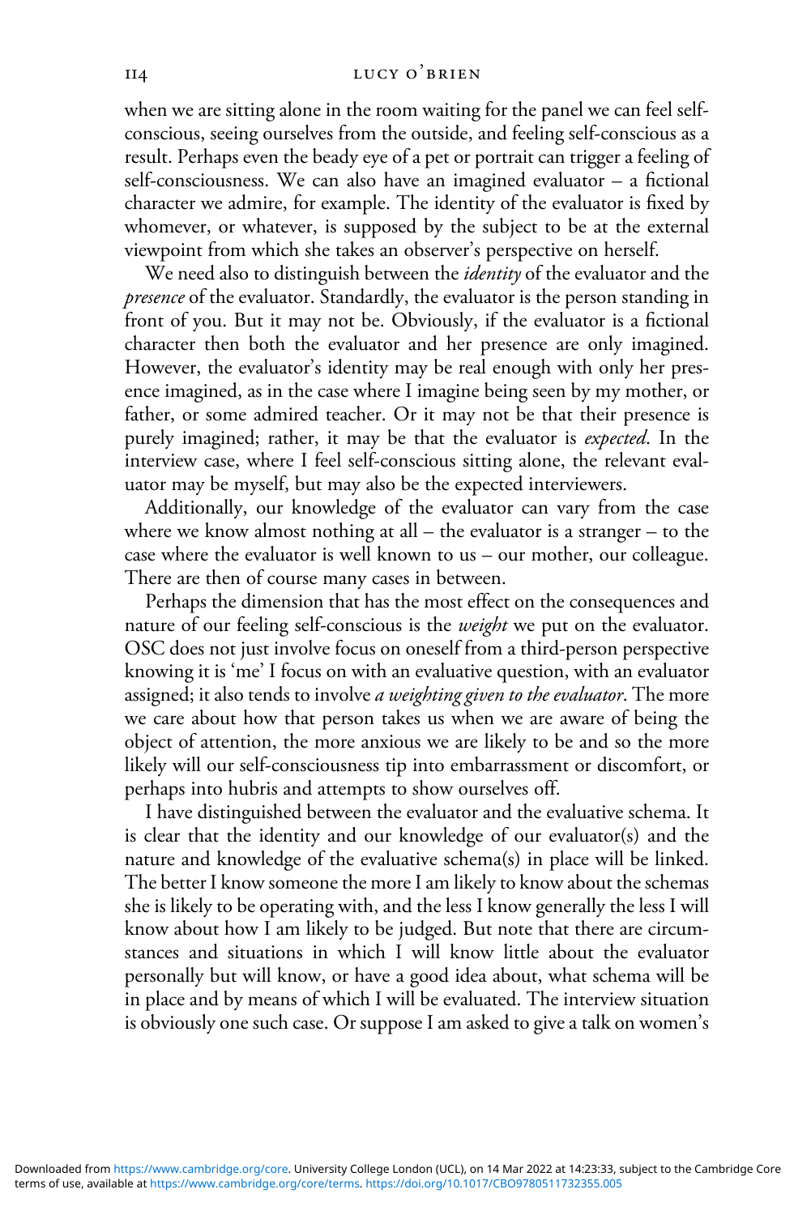when we are sitting alone in the room waiting for the panel we can feel self-conscious, seeing ourselves from the outside, and feeling self-conscious as a result. Perhaps even the beady eye of a pet or portrait can trigger a feeling of self-consciousness. We can also have an imagined evaluator – a fictional character we admire, for example. The identity of the evaluator is fixed by whomever, or whatever, is supposed by the subject to be at the external viewpoint from which she takes an observer's perspective on herself.

We need also to distinguish between the *identity* of the evaluator and the *presence* of the evaluator. Standardly, the evaluator is the person standing in front of you. But it may not be. Obviously, if the evaluator is a fictional character then both the evaluator and her presence are only imagined. However, the evaluator's identity may be real enough with only her presence imagined, as in the case where I imagine being seen by my mother, or father, or some admired teacher. Or it may not be that their presence is purely imagined; rather, it may be that the evaluator is *expected*. In the interview case, where I feel self-conscious sitting alone, the relevant evaluator may be myself, but may also be the expected interviewers.

Additionally, our knowledge of the evaluator can vary from the case where we know almost nothing at all – the evaluator is a stranger – to the case where the evaluator is well known to us – our mother, our colleague. There are then of course many cases in between.

Perhaps the dimension that has the most effect on the consequences and nature of our feeling self-conscious is the *weight* we put on the evaluator. OSC does not just involve focus on oneself from a third-person perspective knowing it is 'me' I focus on with an evaluative question, with an evaluator assigned; it also tends to involve *a weighting given to the evaluator*. The more we care about how that person takes us when we are aware of being the object of attention, the more anxious we are likely to be and so the more likely will our self-consciousness tip into embarrassment or discomfort, or perhaps into hubris and attempts to show ourselves off.

I have distinguished between the evaluator and the evaluative schema. It is clear that the identity and our knowledge of our evaluator(s) and the nature and knowledge of the evaluative schema(s) in place will be linked. The better I know someone the more I am likely to know about the schemas she is likely to be operating with, and the less I know generally the less I will know about how I am likely to be judged. But note that there are circumstances and situations in which I will know little about the evaluator personally but will know, or have a good idea about, what schema will be in place and by means of which I will be evaluated. The interview situation is obviously one such case. Or suppose I am asked to give a talk on women's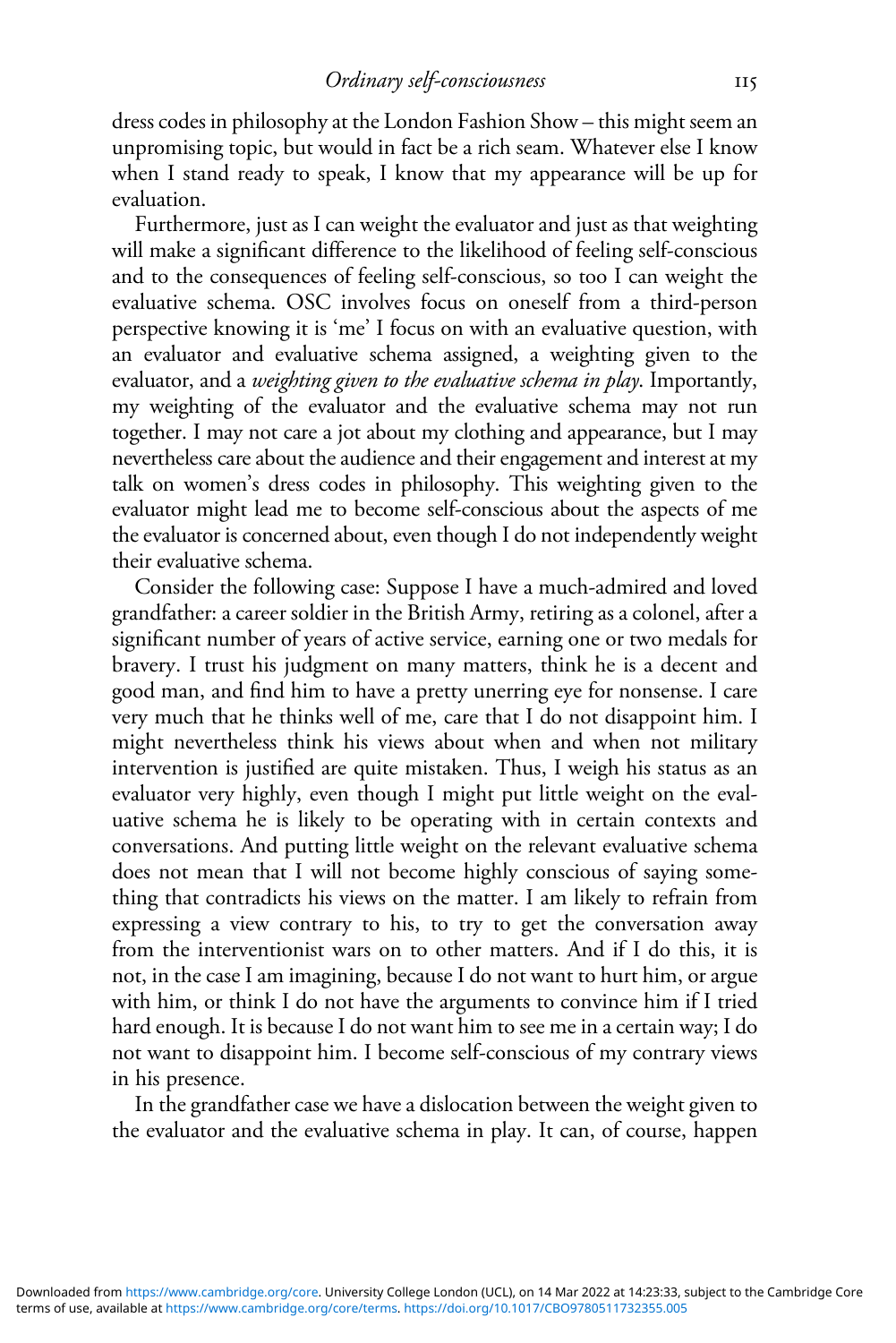dress codes in philosophy at the London Fashion Show – this might seem an unpromising topic, but would in fact be a rich seam. Whatever else I know when I stand ready to speak, I know that my appearance will be up for evaluation.

Furthermore, just as I can weight the evaluator and just as that weighting will make a significant difference to the likelihood of feeling self-conscious and to the consequences of feeling self-conscious, so too I can weight the evaluative schema. OSC involves focus on oneself from a third-person perspective knowing it is 'me' I focus on with an evaluative question, with an evaluator and evaluative schema assigned, a weighting given to the evaluator, and a *weighting given to the evaluative schema in play*. Importantly, my weighting of the evaluator and the evaluative schema may not run together. I may not care a jot about my clothing and appearance, but I may nevertheless care about the audience and their engagement and interest at my talk on women's dress codes in philosophy. This weighting given to the evaluator might lead me to become self-conscious about the aspects of me the evaluator is concerned about, even though I do not independently weight their evaluative schema.

Consider the following case: Suppose I have a much-admired and loved grandfather: a career soldier in the British Army, retiring as a colonel, after a significant number of years of active service, earning one or two medals for bravery. I trust his judgment on many matters, think he is a decent and good man, and find him to have a pretty unerring eye for nonsense. I care very much that he thinks well of me, care that I do not disappoint him. I might nevertheless think his views about when and when not military intervention is justified are quite mistaken. Thus, I weigh his status as an evaluator very highly, even though I might put little weight on the evaluative schema he is likely to be operating with in certain contexts and conversations. And putting little weight on the relevant evaluative schema does not mean that I will not become highly conscious of saying something that contradicts his views on the matter. I am likely to refrain from expressing a view contrary to his, to try to get the conversation away from the interventionist wars on to other matters. And if I do this, it is not, in the case I am imagining, because I do not want to hurt him, or argue with him, or think I do not have the arguments to convince him if I tried hard enough. It is because I do not want him to see me in a certain way; I do not want to disappoint him. I become self-conscious of my contrary views in his presence.

In the grandfather case we have a dislocation between the weight given to the evaluator and the evaluative schema in play. It can, of course, happen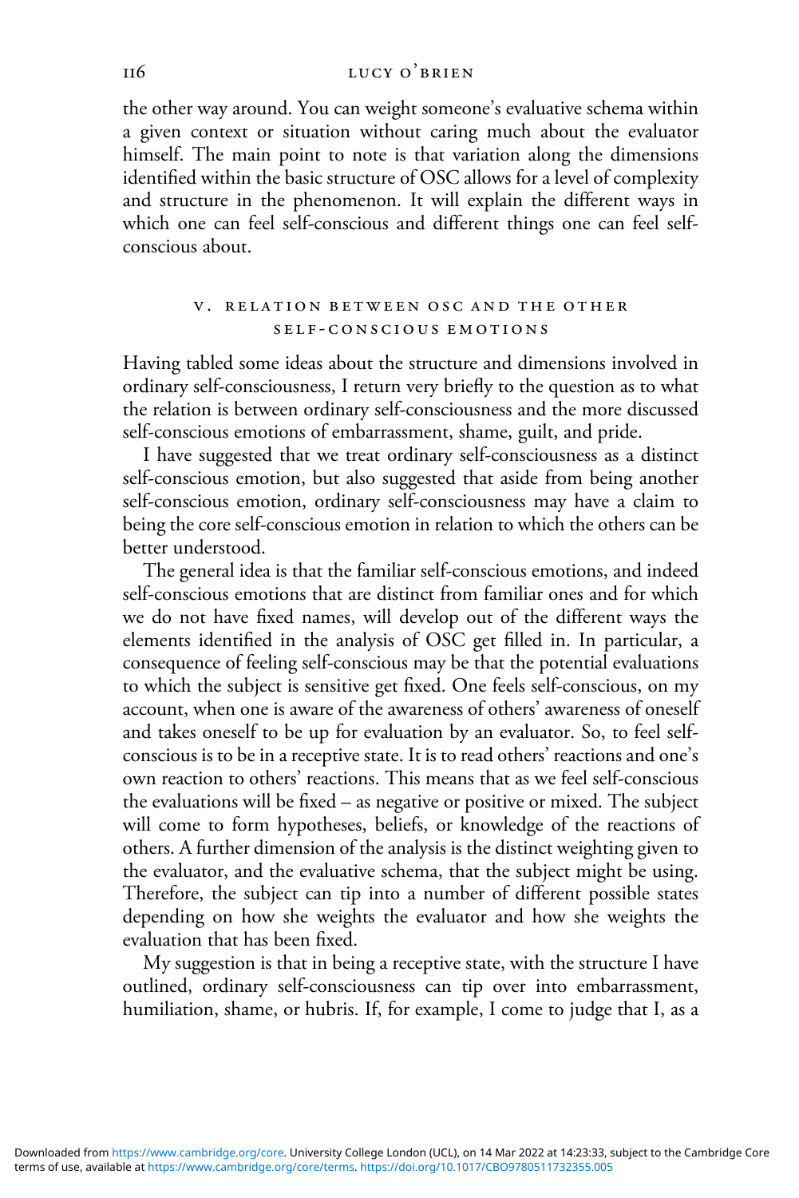the other way around. You can weight someone's evaluative schema within a given context or situation without caring much about the evaluator himself. The main point to note is that variation along the dimensions identified within the basic structure of OSC allows for a level of complexity and structure in the phenomenon. It will explain the different ways in which one can feel self-conscious and different things one can feel self-conscious about.

## V. RELATION BETWEEN OSC AND THE OTHER SELF-CONSCIOUS EMOTIONS

Having tabled some ideas about the structure and dimensions involved in ordinary self-consciousness, I return very briefly to the question as to what the relation is between ordinary self-consciousness and the more discussed self-conscious emotions of embarrassment, shame, guilt, and pride.

I have suggested that we treat ordinary self-consciousness as a distinct self-conscious emotion, but also suggested that aside from being another self-conscious emotion, ordinary self-consciousness may have a claim to being the core self-conscious emotion in relation to which the others can be better understood.

The general idea is that the familiar self-conscious emotions, and indeed self-conscious emotions that are distinct from familiar ones and for which we do not have fixed names, will develop out of the different ways the elements identified in the analysis of OSC get filled in. In particular, a consequence of feeling self-conscious may be that the potential evaluations to which the subject is sensitive get fixed. One feels self-conscious, on my account, when one is aware of the awareness of others' awareness of oneself and takes oneself to be up for evaluation by an evaluator. So, to feel self-conscious is to be in a receptive state. It is to read others' reactions and one's own reaction to others' reactions. This means that as we feel self-conscious the evaluations will be fixed – as negative or positive or mixed. The subject will come to form hypotheses, beliefs, or knowledge of the reactions of others. A further dimension of the analysis is the distinct weighting given to the evaluator, and the evaluative schema, that the subject might be using. Therefore, the subject can tip into a number of different possible states depending on how she weights the evaluator and how she weights the evaluation that has been fixed.

My suggestion is that in being a receptive state, with the structure I have outlined, ordinary self-consciousness can tip over into embarrassment, humiliation, shame, or hubris. If, for example, I come to judge that I, as a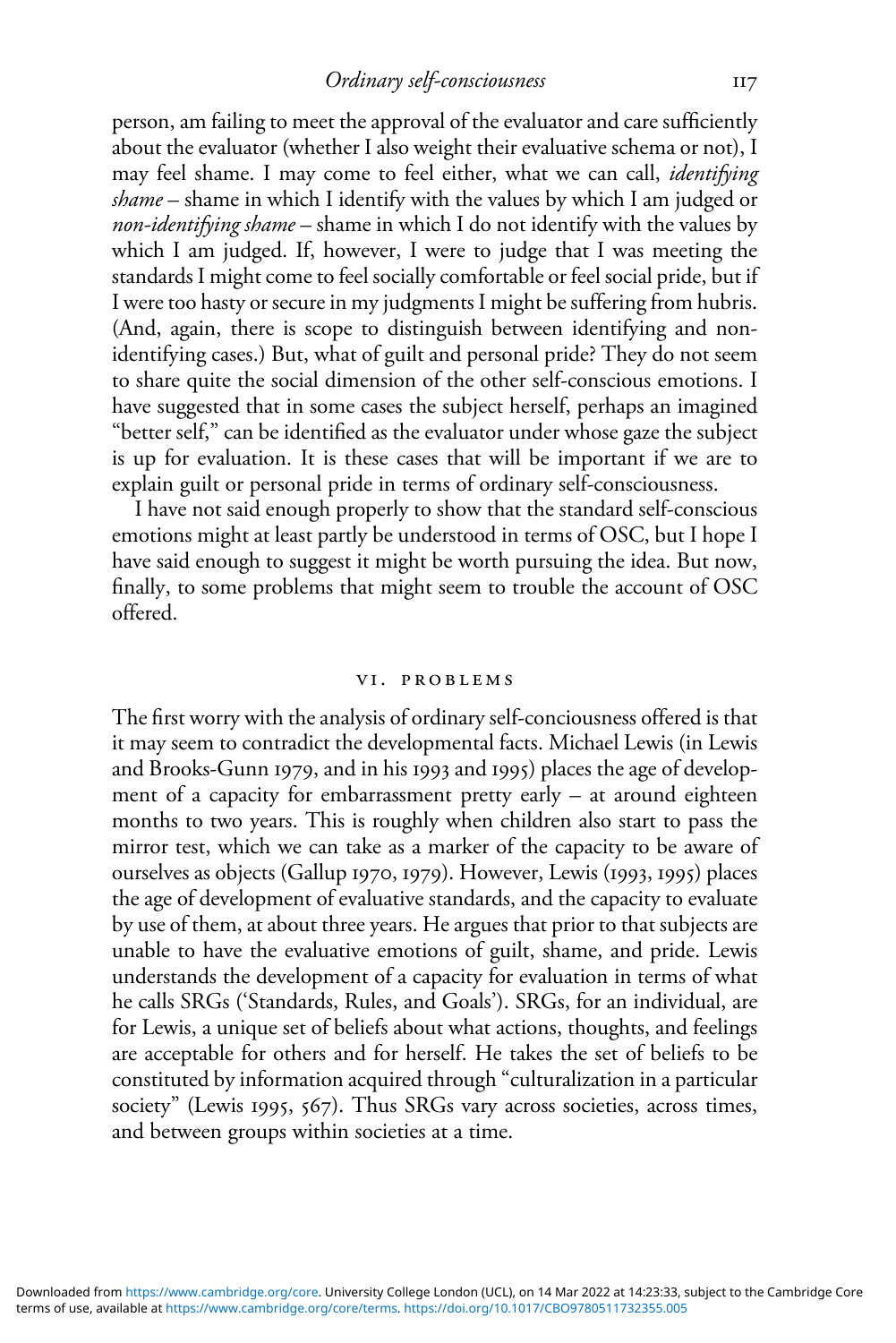person, am failing to meet the approval of the evaluator and care sufficiently about the evaluator (whether I also weight their evaluative schema or not), I may feel shame. I may come to feel either, what we can call, *identifying shame* – shame in which I identify with the values by which I am judged or *non-identifying shame* – shame in which I do not identify with the values by which I am judged. If, however, I were to judge that I was meeting the standards I might come to feel socially comfortable or feel social pride, but if I were too hasty or secure in my judgments I might be suffering from hubris. (And, again, there is scope to distinguish between identifying and non-identifying cases.) But, what of guilt and personal pride? They do not seem to share quite the social dimension of the other self-conscious emotions. I have suggested that in some cases the subject herself, perhaps an imagined "better self," can be identified as the evaluator under whose gaze the subject is up for evaluation. It is these cases that will be important if we are to explain guilt or personal pride in terms of ordinary self-consciousness.

I have not said enough properly to show that the standard self-conscious emotions might at least partly be understood in terms of OSC, but I hope I have said enough to suggest it might be worth pursuing the idea. But now, finally, to some problems that might seem to trouble the account of OSC offered.

## VI. PROBLEMS

The first worry with the analysis of ordinary self-conciousness offered is that it may seem to contradict the developmental facts. Michael Lewis (in Lewis and Brooks-Gunn 1979, and in his 1993 and 1995) places the age of development of a capacity for embarrassment pretty early – at around eighteen months to two years. This is roughly when children also start to pass the mirror test, which we can take as a marker of the capacity to be aware of ourselves as objects (Gallup 1970, 1979). However, Lewis (1993, 1995) places the age of development of evaluative standards, and the capacity to evaluate by use of them, at about three years. He argues that prior to that subjects are unable to have the evaluative emotions of guilt, shame, and pride. Lewis understands the development of a capacity for evaluation in terms of what he calls SRGs ('Standards, Rules, and Goals'). SRGs, for an individual, are for Lewis, a unique set of beliefs about what actions, thoughts, and feelings are acceptable for others and for herself. He takes the set of beliefs to be constituted by information acquired through "culturalization in a particular society" (Lewis 1995, 567). Thus SRGs vary across societies, across times, and between groups within societies at a time.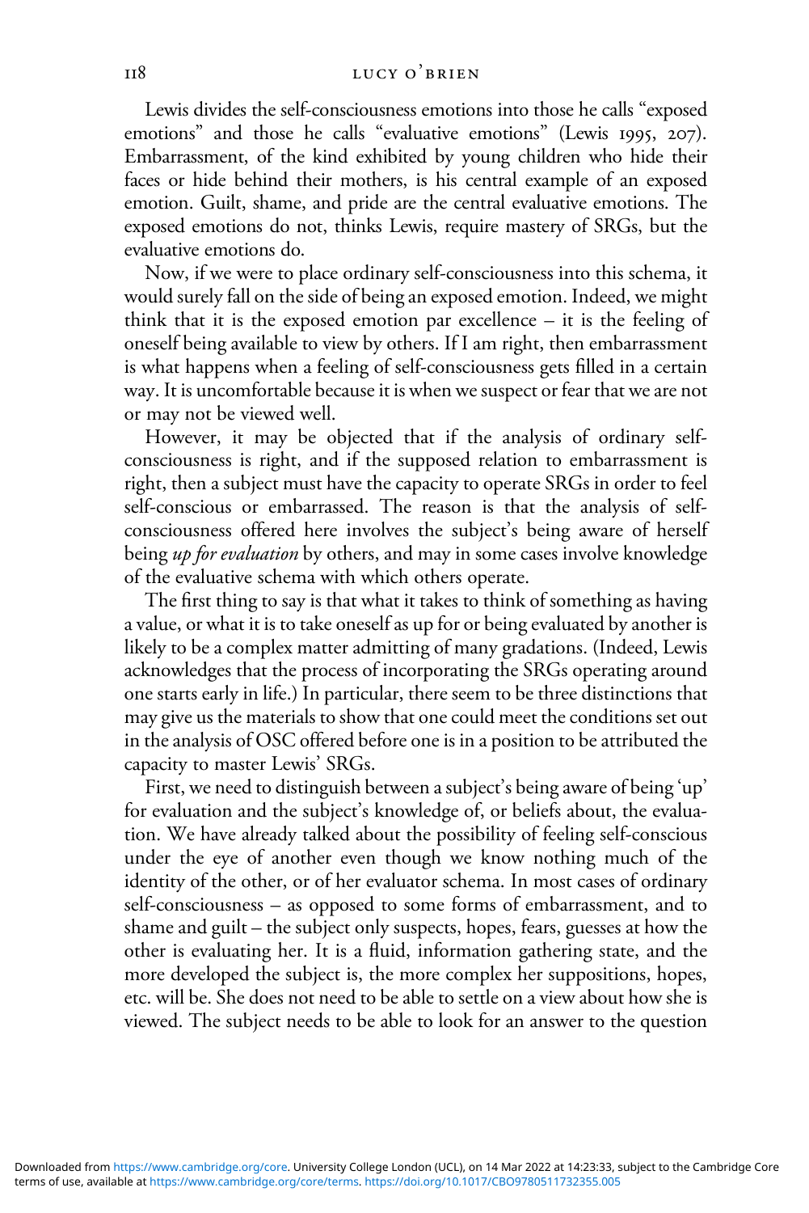Lewis divides the self-consciousness emotions into those he calls "exposed emotions" and those he calls "evaluative emotions" (Lewis 1995, 207). Embarrassment, of the kind exhibited by young children who hide their faces or hide behind their mothers, is his central example of an exposed emotion. Guilt, shame, and pride are the central evaluative emotions. The exposed emotions do not, thinks Lewis, require mastery of SRGs, but the evaluative emotions do.

Now, if we were to place ordinary self-consciousness into this schema, it would surely fall on the side of being an exposed emotion. Indeed, we might think that it is the exposed emotion par excellence – it is the feeling of oneself being available to view by others. If I am right, then embarrassment is what happens when a feeling of self-consciousness gets filled in a certain way. It is uncomfortable because it is when we suspect or fear that we are not or may not be viewed well.

However, it may be objected that if the analysis of ordinary self-consciousness is right, and if the supposed relation to embarrassment is right, then a subject must have the capacity to operate SRGs in order to feel self-conscious or embarrassed. The reason is that the analysis of self-consciousness offered here involves the subject's being aware of herself being *up for evaluation* by others, and may in some cases involve knowledge of the evaluative schema with which others operate.

The first thing to say is that what it takes to think of something as having a value, or what it is to take oneself as up for or being evaluated by another is likely to be a complex matter admitting of many gradations. (Indeed, Lewis acknowledges that the process of incorporating the SRGs operating around one starts early in life.) In particular, there seem to be three distinctions that may give us the materials to show that one could meet the conditions set out in the analysis of OSC offered before one is in a position to be attributed the capacity to master Lewis' SRGs.

First, we need to distinguish between a subject's being aware of being 'up' for evaluation and the subject's knowledge of, or beliefs about, the evaluation. We have already talked about the possibility of feeling self-conscious under the eye of another even though we know nothing much of the identity of the other, or of her evaluator schema. In most cases of ordinary self-consciousness – as opposed to some forms of embarrassment, and to shame and guilt – the subject only suspects, hopes, fears, guesses at how the other is evaluating her. It is a fluid, information gathering state, and the more developed the subject is, the more complex her suppositions, hopes, etc. will be. She does not need to be able to settle on a view about how she is viewed. The subject needs to be able to look for an answer to the question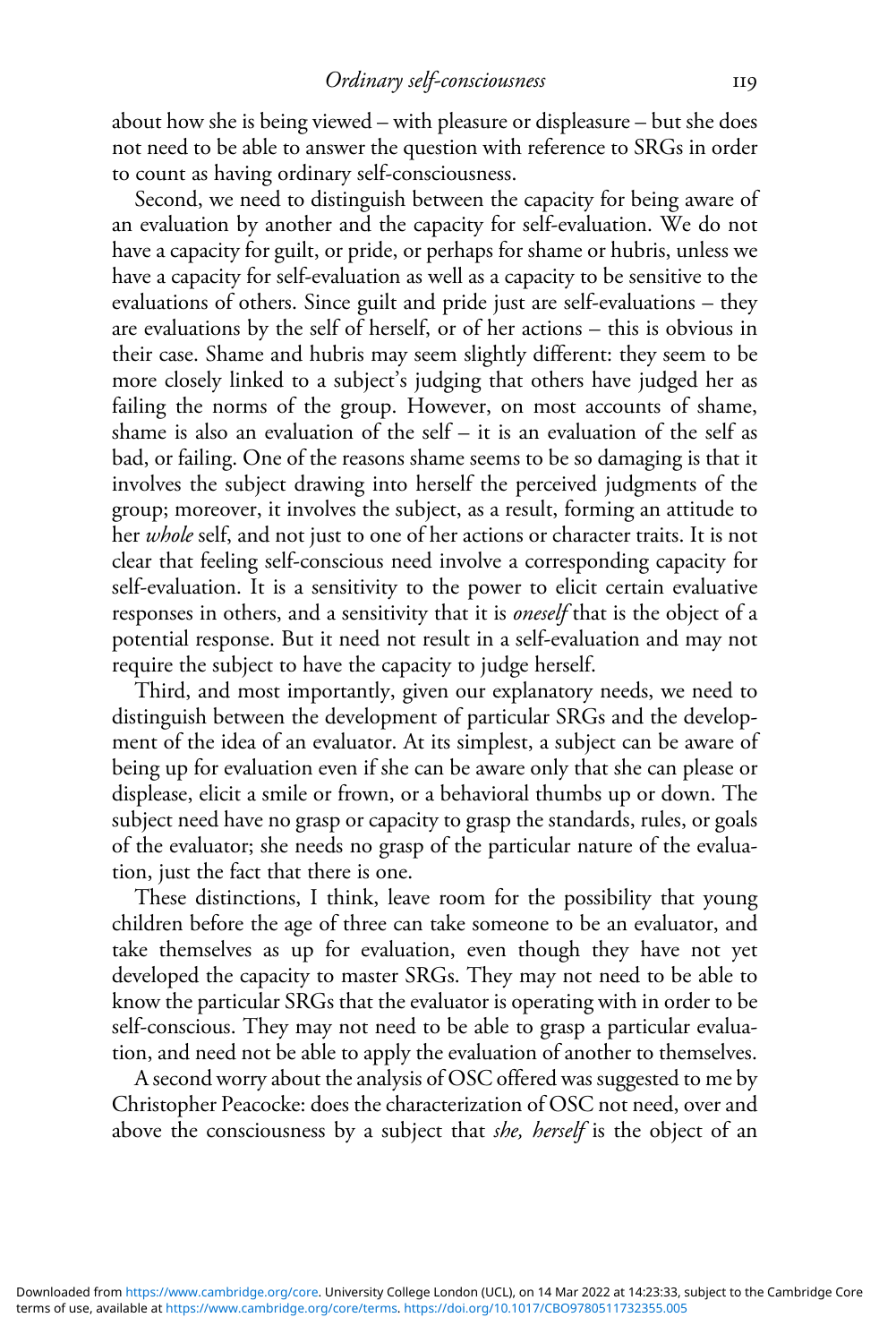about how she is being viewed – with pleasure or displeasure – but she does not need to be able to answer the question with reference to SRGs in order to count as having ordinary self-consciousness.

Second, we need to distinguish between the capacity for being aware of an evaluation by another and the capacity for self-evaluation. We do not have a capacity for guilt, or pride, or perhaps for shame or hubris, unless we have a capacity for self-evaluation as well as a capacity to be sensitive to the evaluations of others. Since guilt and pride just are self-evaluations – they are evaluations by the self of herself, or of her actions – this is obvious in their case. Shame and hubris may seem slightly different: they seem to be more closely linked to a subject's judging that others have judged her as failing the norms of the group. However, on most accounts of shame, shame is also an evaluation of the self – it is an evaluation of the self as bad, or failing. One of the reasons shame seems to be so damaging is that it involves the subject drawing into herself the perceived judgments of the group; moreover, it involves the subject, as a result, forming an attitude to her *whole* self, and not just to one of her actions or character traits. It is not clear that feeling self-conscious need involve a corresponding capacity for self-evaluation. It is a sensitivity to the power to elicit certain evaluative responses in others, and a sensitivity that it is *oneself* that is the object of a potential response. But it need not result in a self-evaluation and may not require the subject to have the capacity to judge herself.

Third, and most importantly, given our explanatory needs, we need to distinguish between the development of particular SRGs and the development of the idea of an evaluator. At its simplest, a subject can be aware of being up for evaluation even if she can be aware only that she can please or displease, elicit a smile or frown, or a behavioral thumbs up or down. The subject need have no grasp or capacity to grasp the standards, rules, or goals of the evaluator; she needs no grasp of the particular nature of the evaluation, just the fact that there is one.

These distinctions, I think, leave room for the possibility that young children before the age of three can take someone to be an evaluator, and take themselves as up for evaluation, even though they have not yet developed the capacity to master SRGs. They may not need to be able to know the particular SRGs that the evaluator is operating with in order to be self-conscious. They may not need to be able to grasp a particular evaluation, and need not be able to apply the evaluation of another to themselves.

A second worry about the analysis of OSC offered was suggested to me by Christopher Peacocke: does the characterization of OSC not need, over and above the consciousness by a subject that *she, herself* is the object of an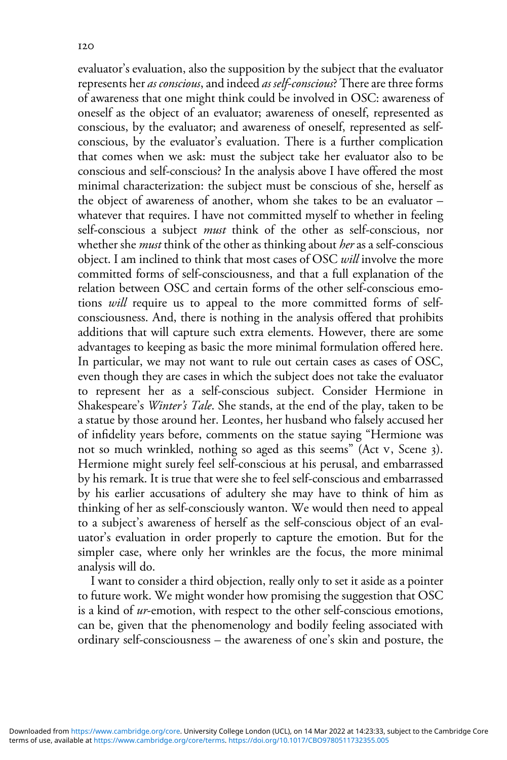evaluator's evaluation, also the supposition by the subject that the evaluator represents her *as conscious*, and indeed *as self-conscious*? There are three forms of awareness that one might think could be involved in OSC: awareness of oneself as the object of an evaluator; awareness of oneself, represented as conscious, by the evaluator; and awareness of oneself, represented as self-conscious, by the evaluator's evaluation. There is a further complication that comes when we ask: must the subject take her evaluator also to be conscious and self-conscious? In the analysis above I have offered the most minimal characterization: the subject must be conscious of she, herself as the object of awareness of another, whom she takes to be an evaluator – whatever that requires. I have not committed myself to whether in feeling self-conscious a subject *must* think of the other as self-conscious, nor whether she *must* think of the other as thinking about *her* as a self-conscious object. I am inclined to think that most cases of OSC *will* involve the more committed forms of self-consciousness, and that a full explanation of the relation between OSC and certain forms of the other self-conscious emotions *will* require us to appeal to the more committed forms of self-consciousness. And, there is nothing in the analysis offered that prohibits additions that will capture such extra elements. However, there are some advantages to keeping as basic the more minimal formulation offered here. In particular, we may not want to rule out certain cases as cases of OSC, even though they are cases in which the subject does not take the evaluator to represent her as a self-conscious subject. Consider Hermione in Shakespeare's *Winter's Tale*. She stands, at the end of the play, taken to be a statue by those around her. Leontes, her husband who falsely accused her of infidelity years before, comments on the statue saying "Hermione was not so much wrinkled, nothing so aged as this seems" (Act V, Scene 3). Hermione might surely feel self-conscious at his perusal, and embarrassed by his remark. It is true that were she to feel self-conscious and embarrassed by his earlier accusations of adultery she may have to think of him as thinking of her as self-consciously wanton. We would then need to appeal to a subject's awareness of herself as the self-conscious object of an evaluator's evaluation in order properly to capture the emotion. But for the simpler case, where only her wrinkles are the focus, the more minimal analysis will do.

I want to consider a third objection, really only to set it aside as a pointer to future work. We might wonder how promising the suggestion that OSC is a kind of *ur*-emotion, with respect to the other self-conscious emotions, can be, given that the phenomenology and bodily feeling associated with ordinary self-consciousness – the awareness of one's skin and posture, the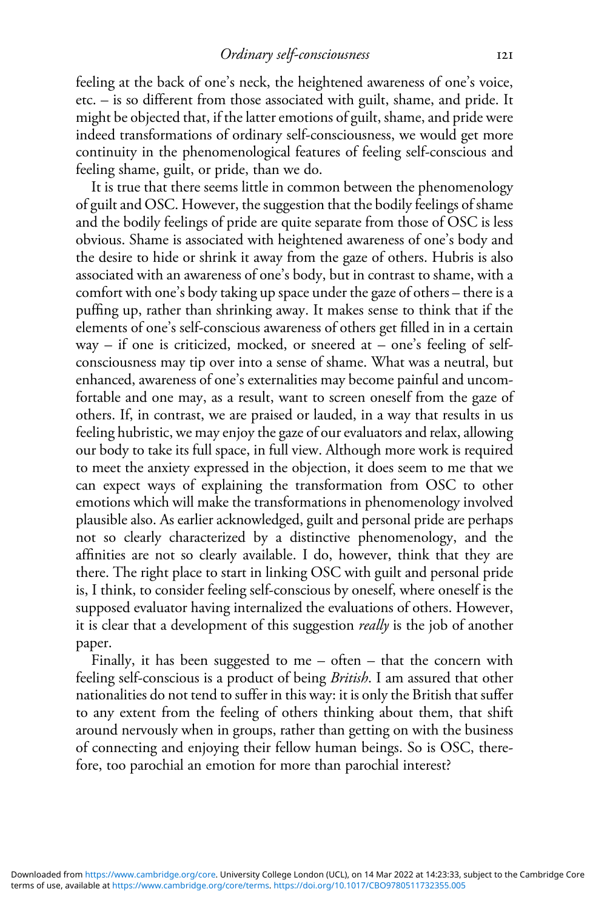feeling at the back of one's neck, the heightened awareness of one's voice, etc. – is so different from those associated with guilt, shame, and pride. It might be objected that, if the latter emotions of guilt, shame, and pride were indeed transformations of ordinary self-consciousness, we would get more continuity in the phenomenological features of feeling self-conscious and feeling shame, guilt, or pride, than we do.

It is true that there seems little in common between the phenomenology of guilt and OSC. However, the suggestion that the bodily feelings of shame and the bodily feelings of pride are quite separate from those of OSC is less obvious. Shame is associated with heightened awareness of one's body and the desire to hide or shrink it away from the gaze of others. Hubris is also associated with an awareness of one's body, but in contrast to shame, with a comfort with one's body taking up space under the gaze of others – there is a puffing up, rather than shrinking away. It makes sense to think that if the elements of one's self-conscious awareness of others get filled in in a certain way – if one is criticized, mocked, or sneered at – one's feeling of self-consciousness may tip over into a sense of shame. What was a neutral, but enhanced, awareness of one's externalities may become painful and uncomfortable and one may, as a result, want to screen oneself from the gaze of others. If, in contrast, we are praised or lauded, in a way that results in us feeling hubristic, we may enjoy the gaze of our evaluators and relax, allowing our body to take its full space, in full view. Although more work is required to meet the anxiety expressed in the objection, it does seem to me that we can expect ways of explaining the transformation from OSC to other emotions which will make the transformations in phenomenology involved plausible also. As earlier acknowledged, guilt and personal pride are perhaps not so clearly characterized by a distinctive phenomenology, and the affinities are not so clearly available. I do, however, think that they are there. The right place to start in linking OSC with guilt and personal pride is, I think, to consider feeling self-conscious by oneself, where oneself is the supposed evaluator having internalized the evaluations of others. However, it is clear that a development of this suggestion *really* is the job of another paper.

Finally, it has been suggested to me – often – that the concern with feeling self-conscious is a product of being *British*. I am assured that other nationalities do not tend to suffer in this way: it is only the British that suffer to any extent from the feeling of others thinking about them, that shift around nervously when in groups, rather than getting on with the business of connecting and enjoying their fellow human beings. So is OSC, therefore, too parochial an emotion for more than parochial interest?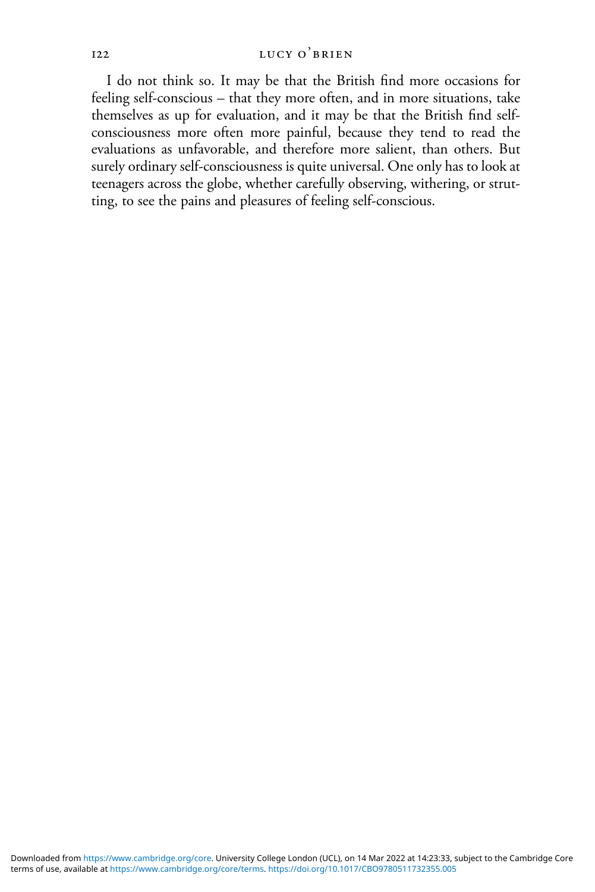I do not think so. It may be that the British find more occasions for feeling self-conscious – that they more often, and in more situations, take themselves as up for evaluation, and it may be that the British find self-consciousness more often more painful, because they tend to read the evaluations as unfavorable, and therefore more salient, than others. But surely ordinary self-consciousness is quite universal. One only has to look at teenagers across the globe, whether carefully observing, withering, or strutting, to see the pains and pleasures of feeling self-conscious.